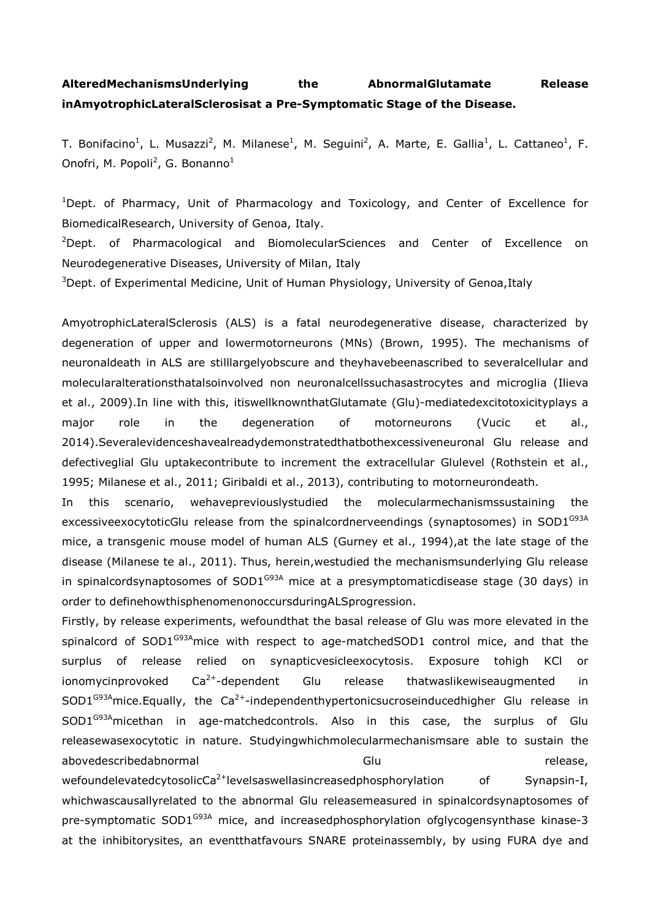**AlteredMechanismsUnderlying the AbnormalGlutamate Release inAmyotrophicLateralSclerosisat a Pre-Symptomatic Stage of the Disease.**

T. Bonifacino[1], L. Musazzi[2], M. Milanese[1], M. Seguini[2], A. Marte, E. Gallia[1], L. Cattaneo[1], F. Onofri, M. Popoli[2], G. Bonanno[1]

[1]Dept. of Pharmacy, Unit of Pharmacology and Toxicology, and Center of Excellence for BiomedicalResearch, University of Genoa, Italy.

[2]Dept. of Pharmacological and BiomolecularSciences and Center of Excellence on Neurodegenerative Diseases, University of Milan, Italy

[3]Dept. of Experimental Medicine, Unit of Human Physiology, University of Genoa,Italy

AmyotrophicLateralSclerosis (ALS) is a fatal neurodegenerative disease, characterized by degeneration of upper and lowermotorneurons (MNs) (Brown, 1995). The mechanisms of neuronaldeath in ALS are stilllargelyobscure and theyhavebeenascribed to severalcellular and molecularalterationsthatalsoinvolved non neuronalcellssuchasastrocytes and microglia (Ilieva et al., 2009).In line with this, itiswellknownthatGlutamate (Glu)-mediatedexcitotoxicityplays a major role in the degeneration of motorneurons (Vucic et al., 2014).Severalevidenceshavealreadydemonstratedthatbothexcessiveneuronal Glu release and defectiveglial Glu uptakecontribute to increment the extracellular Glulevel (Rothstein et al., 1995; Milanese et al., 2011; Giribaldi et al., 2013), contributing to motorneurondeath.

In this scenario, wehavepreviouslystudied the molecularmechanismssustaining the excessiveexocytoticGlu release from the spinalcordnerveendings (synaptosomes) in SOD1$^{G93A}$ mice, a transgenic mouse model of human ALS (Gurney et al., 1994),at the late stage of the disease (Milanese te al., 2011). Thus, herein,westudied the mechanismsunderlying Glu release in spinalcordsynaptosomes of SOD1$^{G93A}$ mice at a presymptomaticdisease stage (30 days) in order to definehowthisphenomenonoccursduringALSprogression.

Firstly, by release experiments, wefoundthat the basal release of Glu was more elevated in the spinalcord of SOD1$^{G93A}$mice with respect to age-matchedSOD1 control mice, and that the surplus of release relied on synapticvesicleexocytosis. Exposure tohigh KCl or ionomycinprovoked $Ca^{2+}$-dependent Glu release thatwaslikewiseaugmented in SOD1$^{G93A}$mice.Equally, the $Ca^{2+}$-independenthypertonicsucroseinducedhigher Glu release in SOD1$^{G93A}$micethan in age-matchedcontrols. Also in this case, the surplus of Glu releasewasexocytotic in nature. Studyingwhichmolecularmechanismsare able to sustain the abovedescribedabnormal Glu release, wefoundelevatedcytosolic$Ca^{2+}$levelsaswellasincreasedphosphorylation of Synapsin-I, whichwascausallyrelated to the abnormal Glu releasemeasured in spinalcordsynaptosomes of pre-symptomatic SOD1$^{G93A}$ mice, and increasedphosphorylation ofglycogensynthase kinase-3 at the inhibitorysites, an eventthatfavours SNARE proteinassembly, by using FURA dye and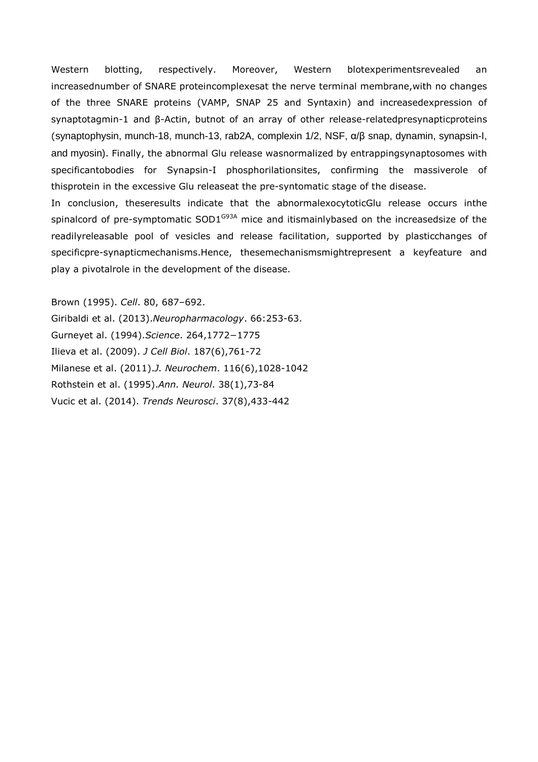Western blotting, respectively. Moreover, Western blotexperimentsrevealed an increasednumber of SNARE proteincomplexesat the nerve terminal membrane,with no changes of the three SNARE proteins (VAMP, SNAP 25 and Syntaxin) and increasedexpression of synaptotagmin-1 and β-Actin, butnot of an array of other release-relatedpresynapticproteins (synaptophysin, munch-18, munch-13, rab2A, complexin 1/2, NSF, α/β snap, dynamin, synapsin-I, and myosin). Finally, the abnormal Glu release wasnormalized by entrappingsynaptosomes with specificantobodies for Synapsin-I phosphorilationsites, confirming the massiverole of thisprotein in the excessive Glu releaseat the pre-syntomatic stage of the disease.

In conclusion, theseresults indicate that the abnormalexocytoticGlu release occurs inthe spinalcord of pre-symptomatic SOD1$^{G93A}$ mice and itismainlybased on the increasedsize of the readilyreleasable pool of vesicles and release facilitation, supported by plasticchanges of specificpre-synapticmechanisms.Hence, thesemechanismsmightrepresent a keyfeature and play a pivotalrole in the development of the disease.

Brown (1995). *Cell*. 80, 687–692.
Giribaldi et al. (2013).*Neuropharmacology*. 66:253-63.
Gurneyet al. (1994).*Science*. 264,1772−1775
Ilieva et al. (2009). *J Cell Biol*. 187(6),761-72
Milanese et al. (2011).*J. Neurochem*. 116(6),1028-1042
Rothstein et al. (1995).*Ann. Neurol*. 38(1),73-84
Vucic et al. (2014). *Trends Neurosci*. 37(8),433-442